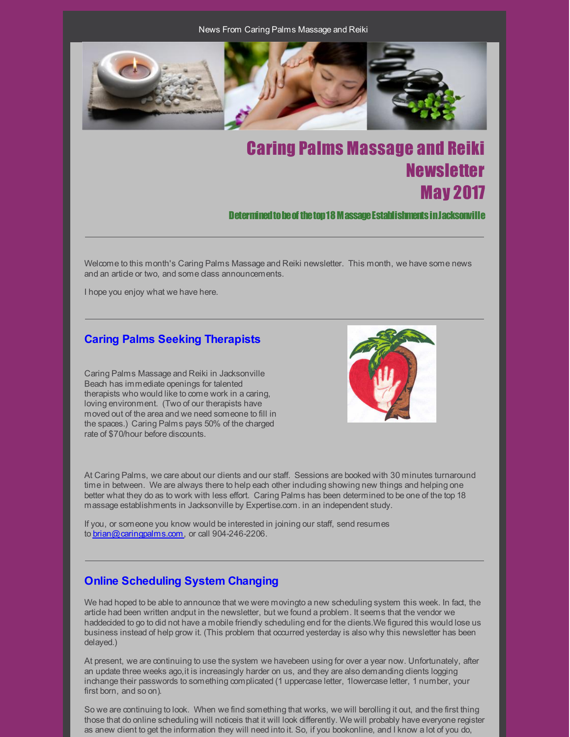News From Caring Palms Massage and Reiki

# Caring Palms Massage and Reiki Newsletter May 2017

**Determined to be of the top 18 Massage Establishments in Jacksonville**

---

Welcome to this month's Caring Palms Massage and Reiki newsletter. This month, we have some news and an article or two, and some class announcements.

I hope you enjoy what we have here.

---

## Caring Palms Seeking Therapists

Caring Palms Massage and Reiki in Jacksonville Beach has immediate openings for talented therapists who would like to come work in a caring, loving environment. (Two of our therapists have moved out of the area and we need someone to fill in the spaces.) Caring Palms pays 50% of the charged rate of $70/hour before discounts.

At Caring Palms, we care about our clients and our staff. Sessions are booked with 30 minutes turnaround time in between. We are always there to help each other including showing new things and helping one better what they do as to work with less effort. Caring Palms has been determined to be one of the top 18 massage establishments in Jacksonville by Expertise.com. in an independent study.

If you, or someone you know would be interested in joining our staff, send resumes to brian@caringpalms.com, or call 904-246-2206.

---

## Online Scheduling System Changing

We had hoped to be able to announce that we were movingto a new scheduling system this week. In fact, the article had been written andput in the newsletter, but we found a problem. It seems that the vendor we haddecided to go to did not have a mobile friendly scheduling end for the clients.We figured this would lose us business instead of help grow it. (This problem that occurred yesterday is also why this newsletter has been delayed.)

At present, we are continuing to use the system we havebeen using for over a year now. Unfortunately, after an update three weeks ago,it is increasingly harder on us, and they are also demanding clients logging inchange their passwords to something complicated (1 uppercase letter, 1lowercase letter, 1 number, your first born, and so on).

So we are continuing to look. When we find something that works, we will berolling it out, and the first thing those that do online scheduling will noticeis that it will look differently. We will probably have everyone register as anew client to get the information they will need into it. So, if you bookonline, and I know a lot of you do,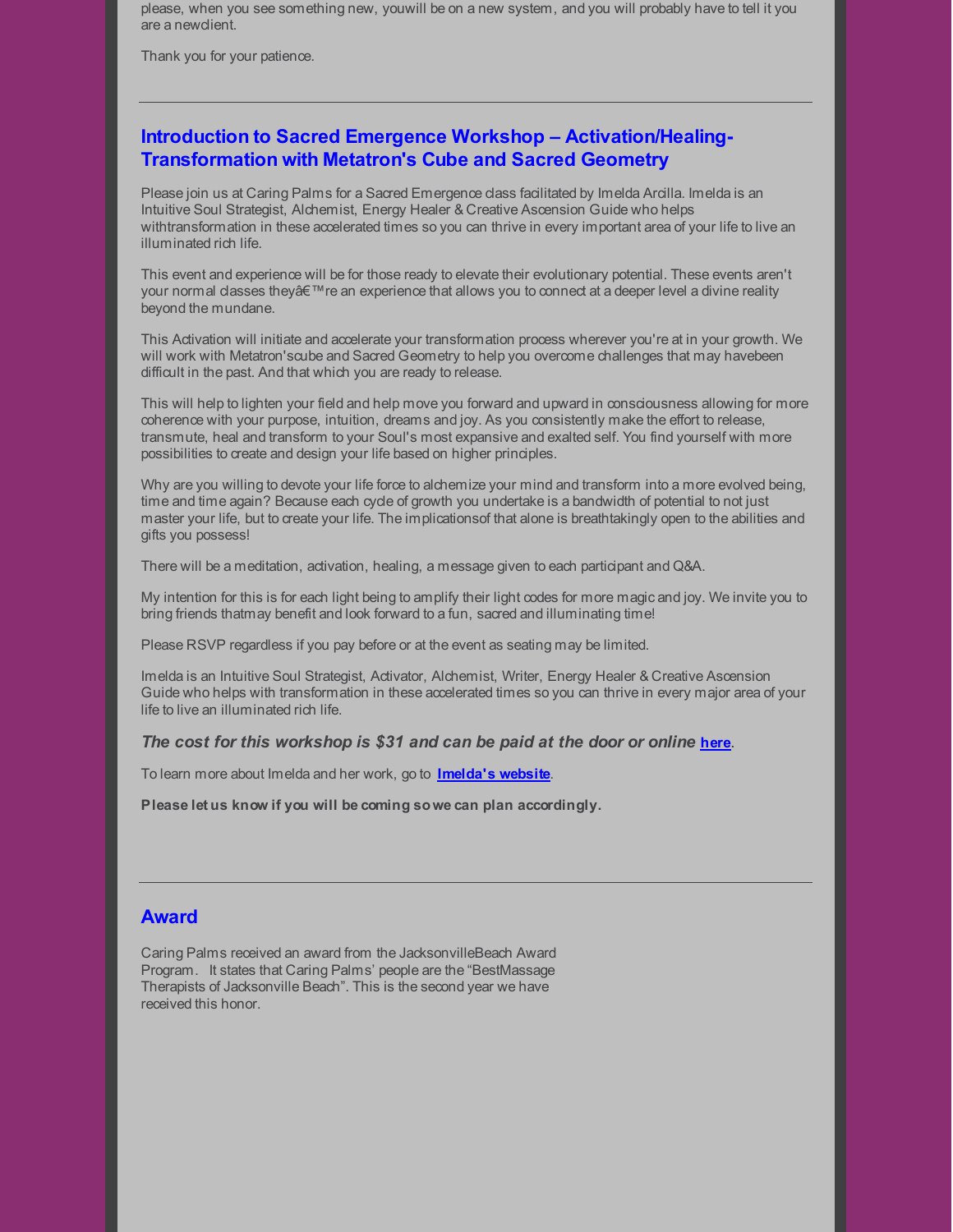please, when you see something new, youwill be on a new system, and you will probably have to tell it you are a newclient.

Thank you for your patience.

---

## Introduction to Sacred Emergence Workshop – Activation/Healing-Transformation with Metatron's Cube and Sacred Geometry

Please join us at Caring Palms for a Sacred Emergence class facilitated by Imelda Arcilla. Imelda is an Intuitive Soul Strategist, Alchemist, Energy Healer & Creative Ascension Guide who helps withtransformation in these accelerated times so you can thrive in every important area of your life to live an illuminated rich life.

This event and experience will be for those ready to elevate their evolutionary potential. These events aren't your normal classes theyâ€™re an experience that allows you to connect at a deeper level a divine reality beyond the mundane.

This Activation will initiate and accelerate your transformation process wherever you're at in your growth. We will work with Metatron'scube and Sacred Geometry to help you overcome challenges that may havebeen difficult in the past. And that which you are ready to release.

This will help to lighten your field and help move you forward and upward in consciousness allowing for more coherence with your purpose, intuition, dreams and joy. As you consistently make the effort to release, transmute, heal and transform to your Soul's most expansive and exalted self. You find yourself with more possibilities to create and design your life based on higher principles.

Why are you willing to devote your life force to alchemize your mind and transform into a more evolved being, time and time again? Because each cycle of growth you undertake is a bandwidth of potential to not just master your life, but to create your life. The implicationsof that alone is breathtakingly open to the abilities and gifts you possess!

There will be a meditation, activation, healing, a message given to each participant and Q&A.

My intention for this is for each light being to amplify their light codes for more magic and joy. We invite you to bring friends thatmay benefit and look forward to a fun, sacred and illuminating time!

Please RSVP regardless if you pay before or at the event as seating may be limited.

Imelda is an Intuitive Soul Strategist, Activator, Alchemist, Writer, Energy Healer & Creative Ascension Guide who helps with transformation in these accelerated times so you can thrive in every major area of your life to live an illuminated rich life.

***The cost for this workshop is $31 and can be paid at the door or online* [here](#).**

To learn more about Imelda and her work, go to **[Imelda's website](#)**.

**Please let us know if you will be coming so we can plan accordingly.**

---

## Award

Caring Palms received an award from the JacksonvilleBeach Award Program. It states that Caring Palms' people are the "BestMassage Therapists of Jacksonville Beach". This is the second year we have received this honor.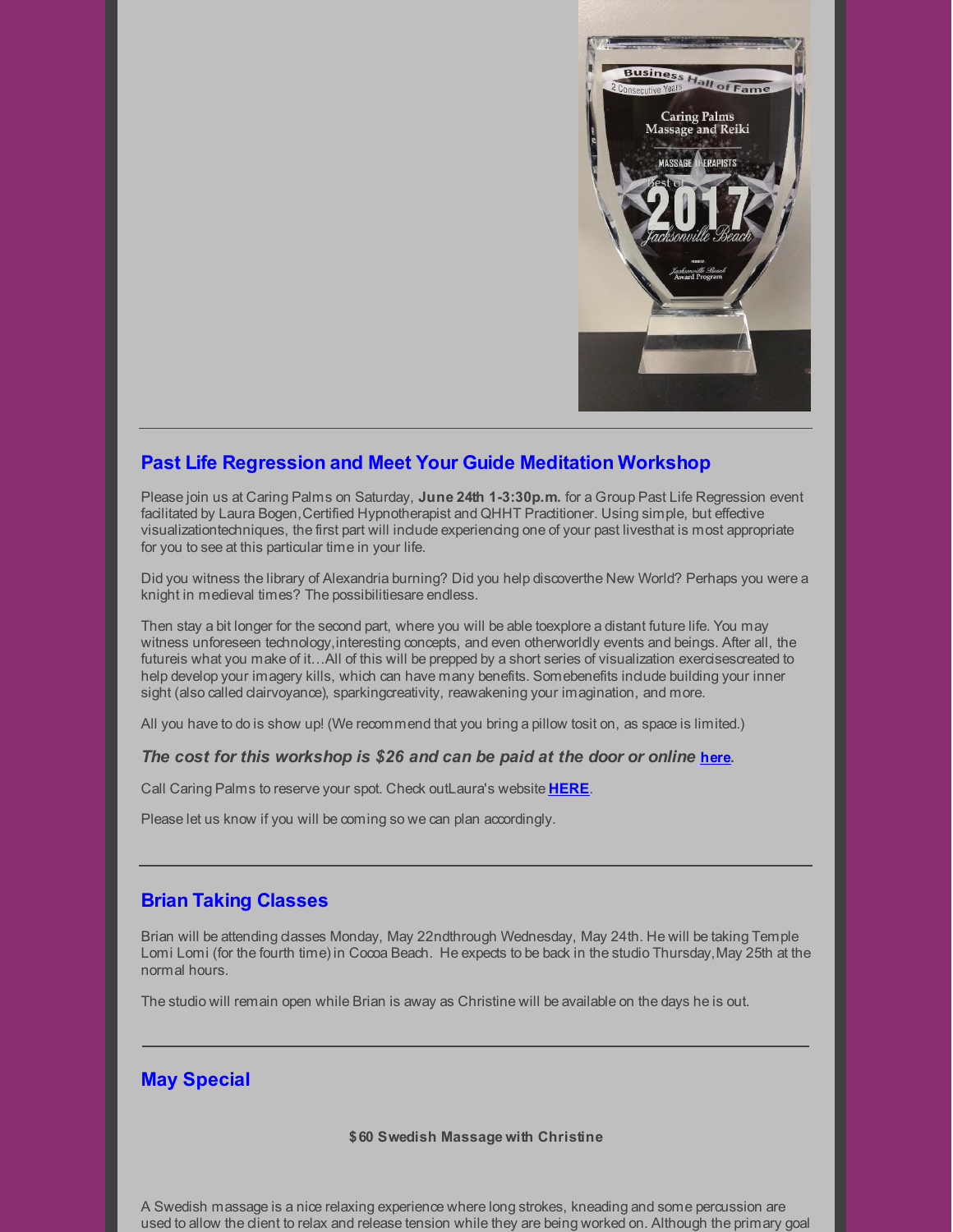## Past Life Regression and Meet Your Guide Meditation Workshop

Please join us at Caring Palms on Saturday, **June 24th 1-3:30p.m.** for a Group Past Life Regression event facilitated by Laura Bogen,Certified Hypnotherapist and QHHT Practitioner. Using simple, but effective visualizationtechniques, the first part will include experiencing one of your past livesthat is most appropriate for you to see at this particular time in your life.

Did you witness the library of Alexandria burning? Did you help discoverthe New World? Perhaps you were a knight in medieval times? The possibilitiesare endless.

Then stay a bit longer for the second part, where you will be able toexplore a distant future life. You may witness unforeseen technology,interesting concepts, and even otherworldly events and beings. After all, the futureis what you make of it…All of this will be prepped by a short series of visualization exercisescreated to help develop your imagery kills, which can have many benefits. Somebenefits include building your inner sight (also called clairvoyance), sparkingcreativity, reawakening your imagination, and more.

All you have to do is show up! (We recommend that you bring a pillow tosit on, as space is limited.)

***The cost for this workshop is $26 and can be paid at the door or online here.***

Call Caring Palms to reserve your spot. Check outLaura's website **HERE**.

Please let us know if you will be coming so we can plan accordingly.

---

## Brian Taking Classes

Brian will be attending classes Monday, May 22ndthrough Wednesday, May 24th. He will be taking Temple Lomi Lomi (for the fourth time) in Cocoa Beach. He expects to be back in the studio Thursday,May 25th at the normal hours.

The studio will remain open while Brian is away as Christine will be available on the days he is out.

---

## May Special

**$60 Swedish Massage with Christine**

A Swedish massage is a nice relaxing experience where long strokes, kneading and some percussion are used to allow the client to relax and release tension while they are being worked on. Although the primary goal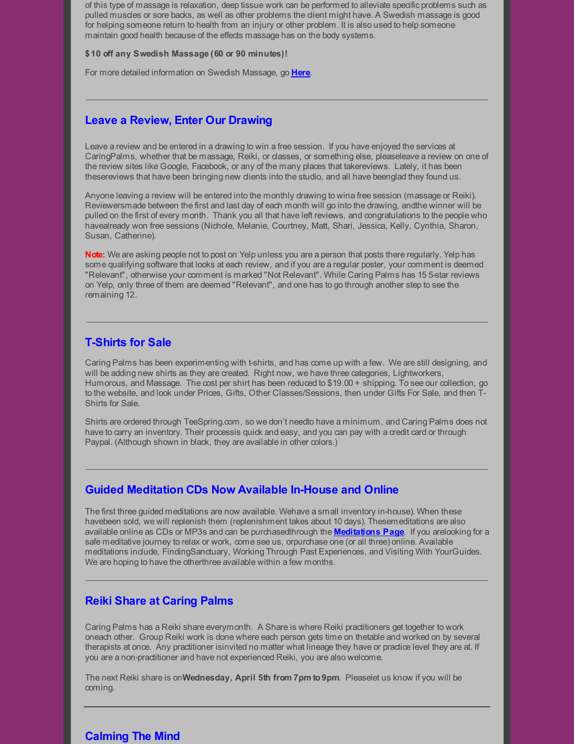of this type of massage is relaxation, deep tissue work can be performed to alleviate specific problems such as pulled muscles or sore backs, as well as other problems the client might have. A Swedish massage is good for helping someone return to health from an injury or other problem. It is also used to help someone maintain good health because of the effects massage has on the body systems.

**$10 off any Swedish Massage (60 or 90 minutes)!**

For more detailed information on Swedish Massage, go **Here**.

---

## Leave a Review, Enter Our Drawing

Leave a review and be entered in a drawing to win a free session. If you have enjoyed the services at CaringPalms, whether that be massage, Reiki, or classes, or something else, pleaseleave a review on one of the review sites like Google, Facebook, or any of the many places that takereviews. Lately, it has been thesereviews that have been bringing new clients into the studio, and all have beenglad they found us.

Anyone leaving a review will be entered into the monthly drawing to wina free session (massage or Reiki). Reviewersmade between the first and last day of each month will go into the drawing, andthe winner will be pulled on the first of every month. Thank you all that have left reviews, and congratulations to the people who havealready won free sessions (Nichole, Melanie, Courtney, Matt, Shari, Jessica, Kelly, Cynthia, Sharon, Susan, Catherine).

**Note:** We are asking people not to post on Yelp unless you are a person that posts there regularly. Yelp has some qualifying software that looks at each review, and if you are a regular poster, your comment is deemed "Relevant", otherwise your comment is marked "Not Relevant". While Caring Palms has 15 5-star reviews on Yelp, only three of them are deemed "Relevant", and one has to go through another step to see the remaining 12.

---

## T-Shirts for Sale

Caring Palms has been experimenting with t-shirts, and has come up with a few. We are still designing, and will be adding new shirts as they are created. Right now, we have three categories, Lightworkers, Humorous, and Massage. The cost per shirt has been reduced to $19.00 + shipping. To see our collection, go to the website, and look under Prices, Gifts, Other Classes/Sessions, then under Gifts For Sale, and then T-Shirts for Sale.

Shirts are ordered through TeeSpring.com, so we don't needto have a minimum, and Caring Palms does not have to carry an inventory. Their processis quick and easy, and you can pay with a credit card or through Paypal. (Although shown in black, they are available in other colors.)

---

## Guided Meditation CDs Now Available In-House and Online

The first three guided meditations are now available. Wehave a small inventory in-house). When these havebeen sold, we will replenish them (replenishment takes about 10 days). Thesemeditations are also available online as CDs or MP3s and can be purchasedthrough the **Meditations Page**. If you arelooking for a safe meditative journey to relax or work, come see us, orpurchase one (or all three) online. Available meditations include, FindingSanctuary, Working Through Past Experiences, and Visiting With YourGuides. We are hoping to have the otherthree available within a few months.

---

## Reiki Share at Caring Palms

Caring Palms has a Reiki share everymonth. A Share is where Reiki practitioners get together to work oneach other. Group Reiki work is done where each person gets time on thetable and worked on by several therapists at once. Any practitioner isinvited no matter what lineage they have or practice level they are at. If you are a non-practitioner and have not experienced Reiki, you are also welcome.

The next Reiki share is on**Wednesday, April 5th from 7pm to 9pm**. Pleaselet us know if you will be coming.

---

## Calming The Mind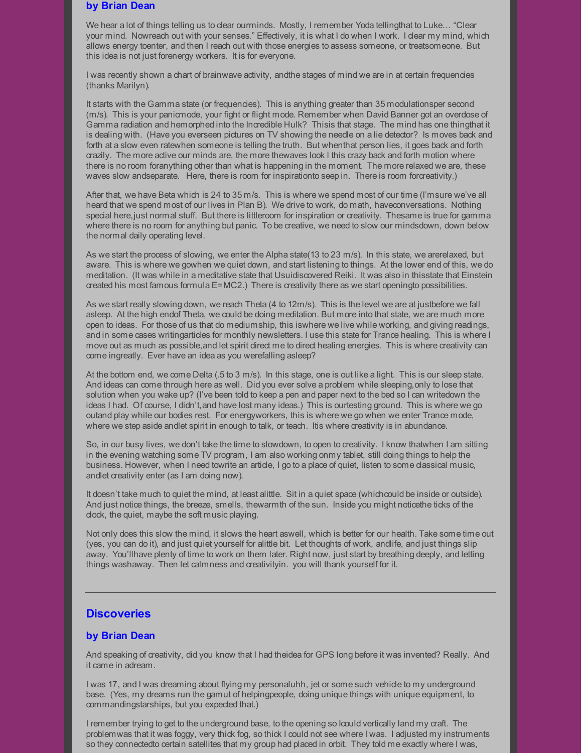**by Brian Dean**

We hear a lot of things telling us to clear ourminds. Mostly, I remember Yoda tellingthat to Luke… "Clear your mind. Nowreach out with your senses." Effectively, it is what I do when I work. I clear my mind, which allows energy toenter, and then I reach out with those energies to assess someone, or treatsomeone. But this idea is not just forenergy workers. It is for everyone.

I was recently shown a chart of brainwave activity, andthe stages of mind we are in at certain frequencies (thanks Marilyn).

It starts with the Gamma state (or frequencies). This is anything greater than 35 modulationsper second (m/s). This is your panicmode, your fight or flight mode. Remember when David Banner got an overdose of Gamma radiation and hemorphed into the Incredible Hulk? Thisis that stage. The mind has one thingthat it is dealing with. (Have you everseen pictures on TV showing the needle on a lie detector? Is moves back and forth at a slow even ratewhen someone is telling the truth. But whenthat person lies, it goes back and forth crazily. The more active our minds are, the more thewaves look l this crazy back and forth motion where there is no room foranything other than what is happening in the moment. The more relaxed we are, these waves slow andseparate. Here, there is room for inspirationto seep in. There is room forcreativity.)

After that, we have Beta which is 24 to 35 m/s. This is where we spend most of our time (I'msure we've all heard that we spend most of our lives in Plan B). We drive to work, do math, haveconversations. Nothing special here,just normal stuff. But there is littleroom for inspiration or creativity. Thesame is true for gamma where there is no room for anything but panic. To be creative, we need to slow our mindsdown, down below the normal daily operating level.

As we start the process of slowing, we enter the Alpha state(13 to 23 m/s). In this state, we arerelaxed, but aware. This is where we gowhen we quiet down, and start listening to things. At the lower end of this, we do meditation. (It was while in a meditative state that Usuidiscovered Reiki. It was also in thisstate that Einstein created his most famous formula E=MC2.) There is creativity there as we start openingto possibilities.

As we start really slowing down, we reach Theta (4 to 12m/s). This is the level we are at justbefore we fall asleep. At the high endof Theta, we could be doing meditation. But more into that state, we are much more open to ideas. For those of us that do mediumship, this iswhere we live while working, and giving readings, and in some cases writingarticles for monthly newsletters. I use this state for Trance healing. This is where I move out as much as possible,and let spirit direct me to direct healing energies. This is where creativity can come ingreatly. Ever have an idea as you werefalling asleep?

At the bottom end, we come Delta (.5 to 3 m/s). In this stage, one is out like a light. This is our sleep state. And ideas can come through here as well. Did you ever solve a problem while sleeping,only to lose that solution when you wake up? (I've been told to keep a pen and paper next to the bed so I can writedown the ideas I had. Of course, I didn't,and have lost many ideas.) This is ourtesting ground. This is where we go outand play while our bodies rest. For energyworkers, this is where we go when we enter Trance mode, where we step aside andlet spirit in enough to talk, or teach. Itis where creativity is in abundance.

So, in our busy lives, we don't take the time to slowdown, to open to creativity. I know thatwhen I am sitting in the evening watching some TV program, I am also working onmy tablet, still doing things to help the business. However, when I need towrite an article, I go to a place of quiet, listen to some classical music, andlet creativity enter (as I am doing now).

It doesn't take much to quiet the mind, at least alittle. Sit in a quiet space (whichcould be inside or outside). And just notice things, the breeze, smells, thewarmth of the sun. Inside you might noticethe ticks of the clock, the quiet, maybe the soft music playing.

Not only does this slow the mind, it slows the heart aswell, which is better for our health. Take some time out (yes, you can do it), and just quiet yourself for alittle bit. Let thoughts of work, andlife, and just things slip away. You'llhave plenty of time to work on them later. Right now, just start by breathing deeply, and letting things washaway. Then let calmness and creativityin. you will thank yourself for it.

---

## Discoveries

**by Brian Dean**

And speaking of creativity, did you know that I had theidea for GPS long before it was invented? Really. And it came in adream.

I was 17, and I was dreaming about flying my personaluhh, jet or some such vehicle to my underground base. (Yes, my dreams run the gamut of helpingpeople, doing unique things with unique equipment, to commandingstarships, but you expected that.)

I remember trying to get to the underground base, to the opening so Icould vertically land my craft. The problemwas that it was foggy, very thick fog, so thick I could not see where I was. I adjusted my instruments so they connectedto certain satellites that my group had placed in orbit. They told me exactly where I was,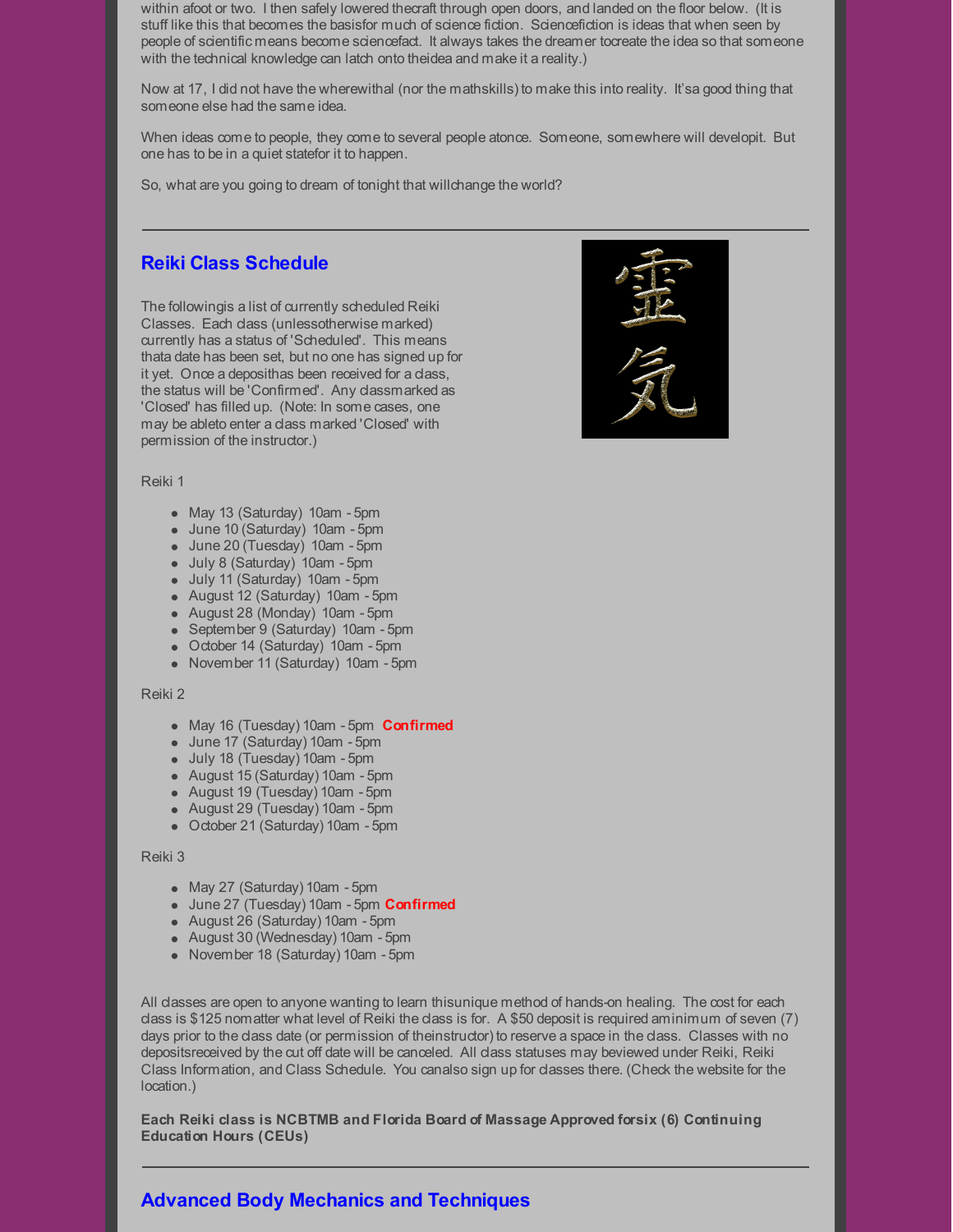within afoot or two. I then safely lowered thecraft through open doors, and landed on the floor below. (It is stuff like this that becomes the basisfor much of science fiction. Sciencefiction is ideas that when seen by people of scientific means become sciencefact. It always takes the dreamer tocreate the idea so that someone with the technical knowledge can latch onto theidea and make it a reality.)

Now at 17, I did not have the wherewithal (nor the mathskills) to make this into reality. It'sa good thing that someone else had the same idea.

When ideas come to people, they come to several people atonce. Someone, somewhere will developit. But one has to be in a quiet statefor it to happen.

So, what are you going to dream of tonight that willchange the world?

---

## Reiki Class Schedule

The followingis a list of currently scheduled Reiki Classes. Each class (unlessotherwise marked) currently has a status of 'Scheduled'. This means thata date has been set, but no one has signed up for it yet. Once a deposithas been received for a class, the status will be 'Confirmed'. Any classmarked as 'Closed' has filled up. (Note: In some cases, one may be ableto enter a class marked 'Closed' with permission of the instructor.)

Reiki 1

- May 13 (Saturday) 10am - 5pm
- June 10 (Saturday) 10am - 5pm
- June 20 (Tuesday) 10am - 5pm
- July 8 (Saturday) 10am - 5pm
- July 11 (Saturday) 10am - 5pm
- August 12 (Saturday) 10am - 5pm
- August 28 (Monday) 10am - 5pm
- September 9 (Saturday) 10am - 5pm
- October 14 (Saturday) 10am - 5pm
- November 11 (Saturday) 10am - 5pm

Reiki 2

- May 16 (Tuesday) 10am - 5pm **Confirmed**
- June 17 (Saturday) 10am - 5pm
- July 18 (Tuesday) 10am - 5pm
- August 15 (Saturday) 10am - 5pm
- August 19 (Tuesday) 10am - 5pm
- August 29 (Tuesday) 10am - 5pm
- October 21 (Saturday) 10am - 5pm

Reiki 3

- May 27 (Saturday) 10am - 5pm
- June 27 (Tuesday) 10am - 5pm **Confirmed**
- August 26 (Saturday) 10am - 5pm
- August 30 (Wednesday) 10am - 5pm
- November 18 (Saturday) 10am - 5pm

All classes are open to anyone wanting to learn thisunique method of hands-on healing. The cost for each class is $125 nomatter what level of Reiki the class is for. A $50 deposit is required aminimum of seven (7) days prior to the class date (or permission of theinstructor) to reserve a space in the class. Classes with no depositsreceived by the cut off date will be canceled. All class statuses may beviewed under Reiki, Reiki Class Information, and Class Schedule. You canalso sign up for classes there. (Check the website for the location.)

**Each Reiki class is NCBTMB and Florida Board of Massage Approved forsix (6) Continuing Education Hours (CEUs)**

---

## Advanced Body Mechanics and Techniques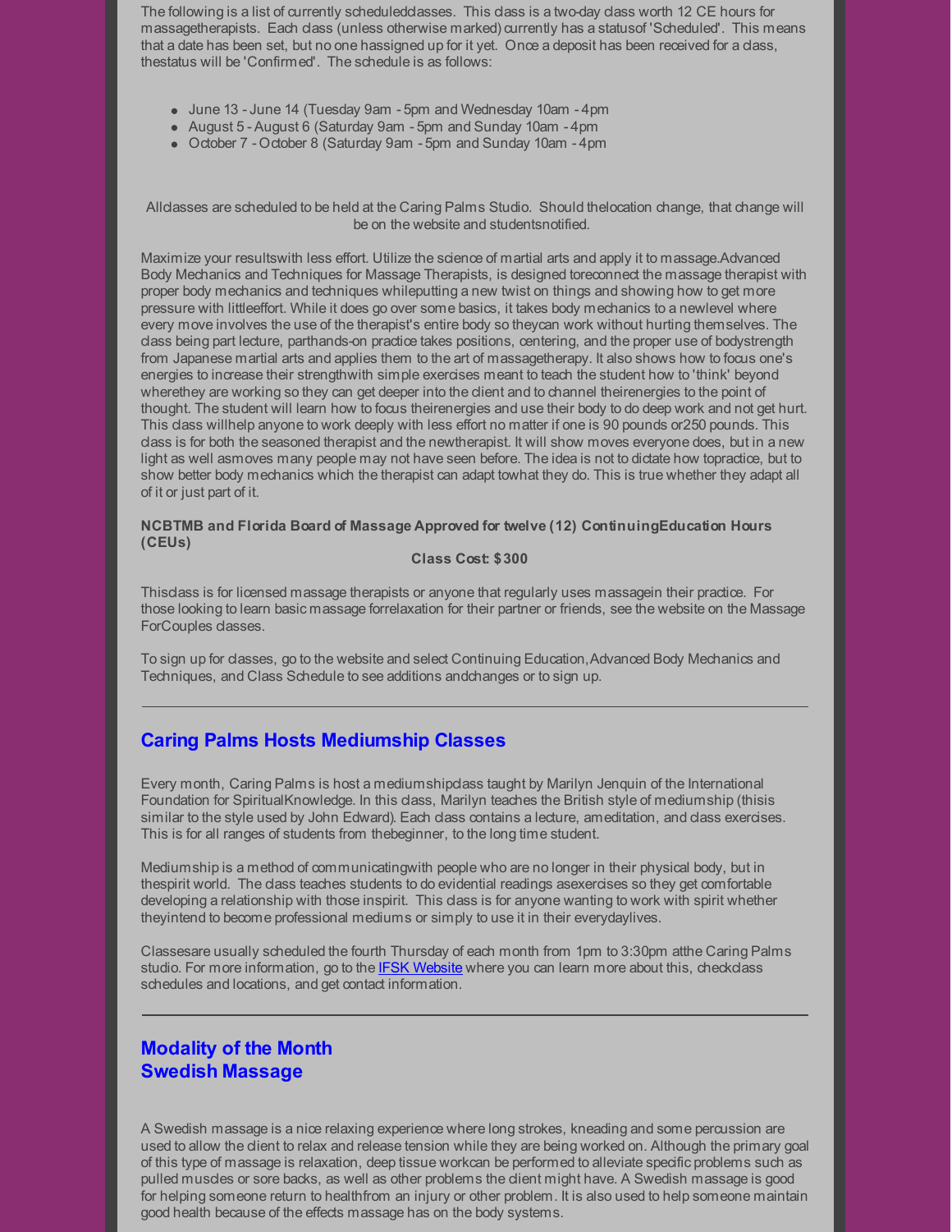The following is a list of currently scheduledclasses. This class is a two-day class worth 12 CE hours for massagetherapists. Each class (unless otherwise marked) currently has a statusof 'Scheduled'. This means that a date has been set, but no one hassigned up for it yet. Once a deposit has been received for a class, thestatus will be 'Confirmed'. The schedule is as follows:

- June 13 - June 14 (Tuesday 9am - 5pm and Wednesday 10am - 4pm
- August 5 - August 6 (Saturday 9am - 5pm and Sunday 10am - 4pm
- October 7 - October 8 (Saturday 9am - 5pm and Sunday 10am - 4pm

Allclasses are scheduled to be held at the Caring Palms Studio. Should thelocation change, that change will be on the website and studentsnotified.

Maximize your resultswith less effort. Utilize the science of martial arts and apply it to massage.Advanced Body Mechanics and Techniques for Massage Therapists, is designed toreconnect the massage therapist with proper body mechanics and techniques whileputting a new twist on things and showing how to get more pressure with littleeffort. While it does go over some basics, it takes body mechanics to a newlevel where every move involves the use of the therapist's entire body so theycan work without hurting themselves. The class being part lecture, parthands-on practice takes positions, centering, and the proper use of bodystrength from Japanese martial arts and applies them to the art of massagetherapy. It also shows how to focus one's energies to increase their strengthwith simple exercises meant to teach the student how to 'think' beyond wherethey are working so they can get deeper into the client and to channel theirenergies to the point of thought. The student will learn how to focus theirenergies and use their body to do deep work and not get hurt. This class willhelp anyone to work deeply with less effort no matter if one is 90 pounds or250 pounds. This class is for both the seasoned therapist and the newtherapist. It will show moves everyone does, but in a new light as well asmoves many people may not have seen before. The idea is not to dictate how topractice, but to show better body mechanics which the therapist can adapt towhat they do. This is true whether they adapt all of it or just part of it.

**NCBTMB and Florida Board of Massage Approved for twelve (12) ContinuingEducation Hours (CEUs)**

**Class Cost: $300**

Thisclass is for licensed massage therapists or anyone that regularly uses massagein their practice. For those looking to learn basic massage forrelaxation for their partner or friends, see the website on the Massage ForCouples classes.

To sign up for classes, go to the website and select Continuing Education,Advanced Body Mechanics and Techniques, and Class Schedule to see additions andchanges or to sign up.

---

## Caring Palms Hosts Mediumship Classes

Every month, Caring Palms is host a mediumshipclass taught by Marilyn Jenquin of the International Foundation for SpiritualKnowledge. In this class, Marilyn teaches the British style of mediumship (thisis similar to the style used by John Edward). Each class contains a lecture, ameditation, and class exercises. This is for all ranges of students from thebeginner, to the long time student.

Mediumship is a method of communicatingwith people who are no longer in their physical body, but in thespirit world. The class teaches students to do evidential readings asexercises so they get comfortable developing a relationship with those inspirit. This class is for anyone wanting to work with spirit whether theyintend to become professional mediums or simply to use it in their everydaylives.

Classesare usually scheduled the fourth Thursday of each month from 1pm to 3:30pm atthe Caring Palms studio. For more information, go to the IFSK Website where you can learn more about this, checkclass schedules and locations, and get contact information.

---

## Modality of the Month
## Swedish Massage

A Swedish massage is a nice relaxing experience where long strokes, kneading and some percussion are used to allow the client to relax and release tension while they are being worked on. Although the primary goal of this type of massage is relaxation, deep tissue workcan be performed to alleviate specific problems such as pulled muscles or sore backs, as well as other problems the client might have. A Swedish massage is good for helping someone return to healthfrom an injury or other problem. It is also used to help someone maintain good health because of the effects massage has on the body systems.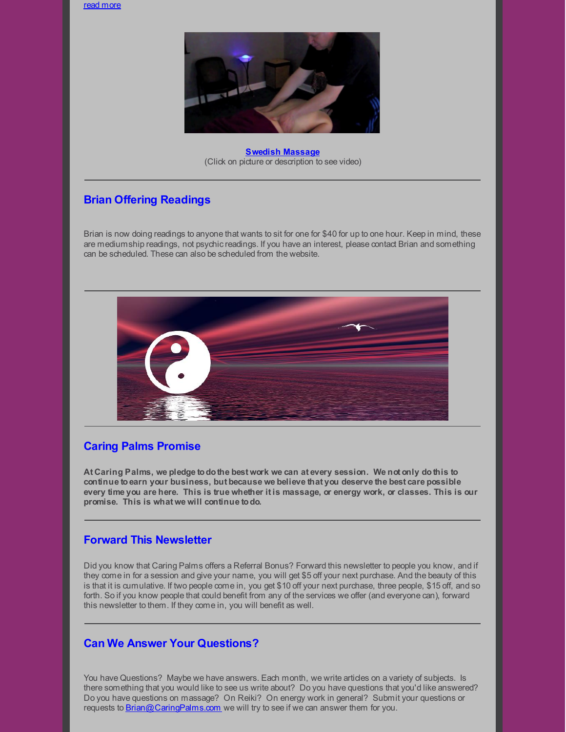read more

**Swedish Massage**
(Click on picture or description to see video)

---

## Brian Offering Readings

Brian is now doing readings to anyone that wants to sit for one for $40 for up to one hour. Keep in mind, these are mediumship readings, not psychic readings. If you have an interest, please contact Brian and something can be scheduled. These can also be scheduled from the website.

---

---

## Caring Palms Promise

**At Caring Palms, we pledge to do the best work we can at every session. We not only do this to continue to earn your business, but because we believe that you deserve the best care possible every time you are here. This is true whether it is massage, or energy work, or classes. This is our promise. This is what we will continue to do.**

---

## Forward This Newsletter

Did you know that Caring Palms offers a Referral Bonus? Forward this newsletter to people you know, and if they come in for a session and give your name, you will get $5 off your next purchase. And the beauty of this is that it is cumulative. If two people come in, you get $10 off your next purchase, three people, $15 off, and so forth. So if you know people that could benefit from any of the services we offer (and everyone can), forward this newsletter to them. If they come in, you will benefit as well.

---

## Can We Answer Your Questions?

You have Questions? Maybe we have answers. Each month, we write articles on a variety of subjects. Is there something that you would like to see us write about? Do you have questions that you'd like answered? Do you have questions on massage? On Reiki? On energy work in general? Submit your questions or requests to Brian@CaringPalms.com we will try to see if we can answer them for you.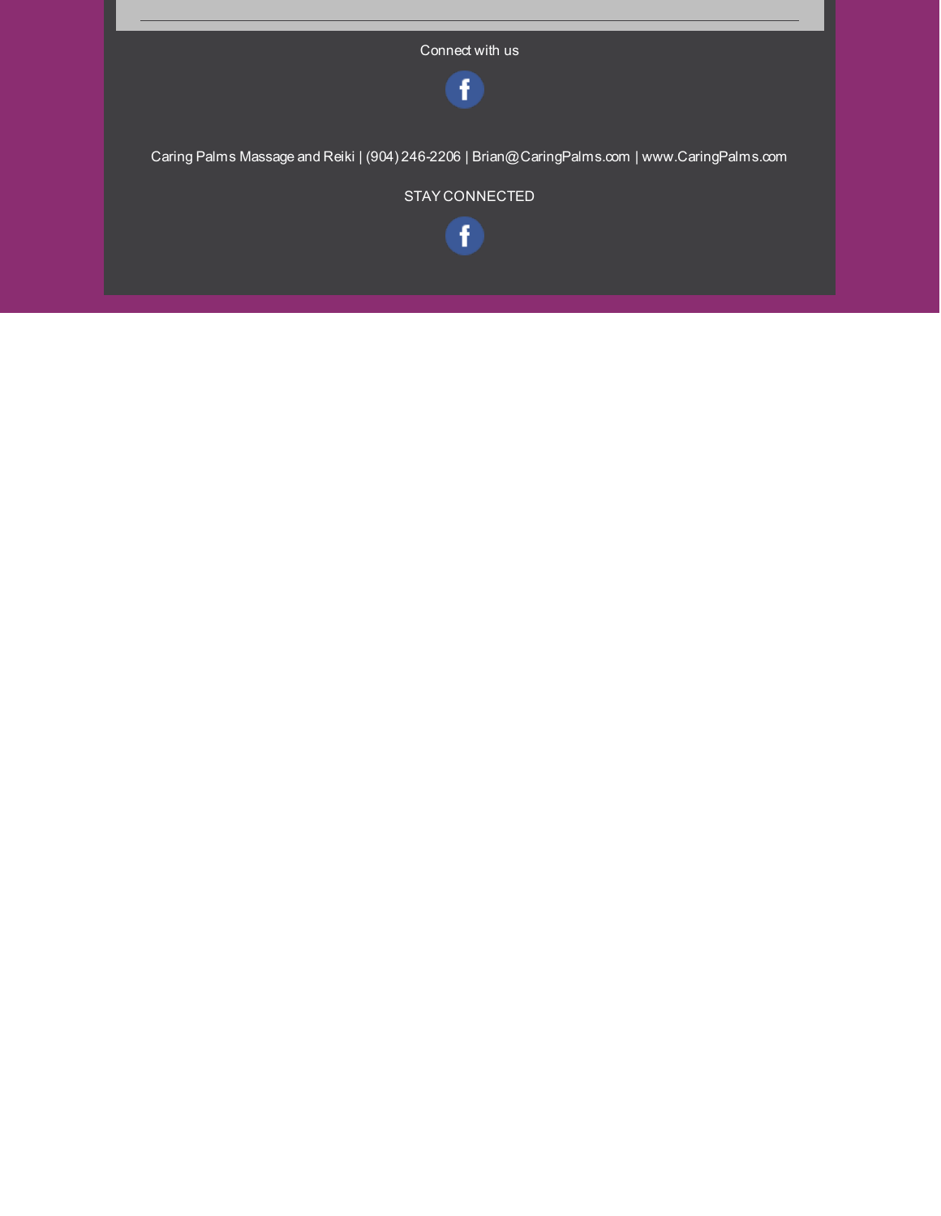Connect with us

Caring Palms Massage and Reiki | (904) 246-2206 | Brian@CaringPalms.com | www.CaringPalms.com

STAY CONNECTED